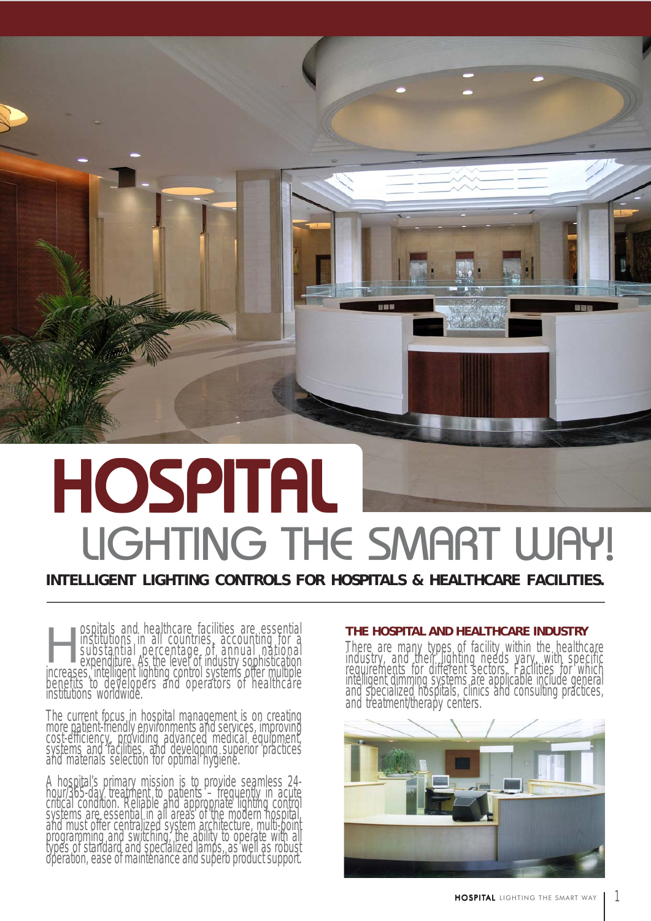# HOSPITAL

## LIGHTING THE SMART WAY!

**INTELLIGENT LIGHTING CONTROLS FOR HOSPITALS & HEALTHCARE FACILITIES.**

Hospitals and healthcare facilities are essential institutions in all countries, accounting for a substantial percentage of annual national expenditure. As the level of industry sophistication increases, intelligent lighting control systems offer multiple benefits to developers and operators of healthcare institutions worldwide.

The current focus in hospital management is on creating more patient-friendly environments and services, improving cost-efficiency, providing advanced medical equipment, systems and facilities, and developing superior practices and materials selection for optimal hygiene.

A hospital's primary mission is to provide seamless 24-hour/365-day treatment to patients – frequently in acute critical condition. Reliable and appropriate lighting control systems are essential in all areas of the modern hospital, and must offer centralized system architecture, multi-point programming and switching, the ability to operate with all types of standard and specialized lamps, as well as robust operation, ease of maintenance and superb product support.

### THE HOSPITAL AND HEALTHCARE INDUSTRY

There are many types of facility within the healthcare industry, and their lighting needs vary, with specific requirements for different sectors. Facilities for which intelligent dimming systems are applicable include general and specialized hospitals, clinics and consulting practices, and treatment/therapy centers.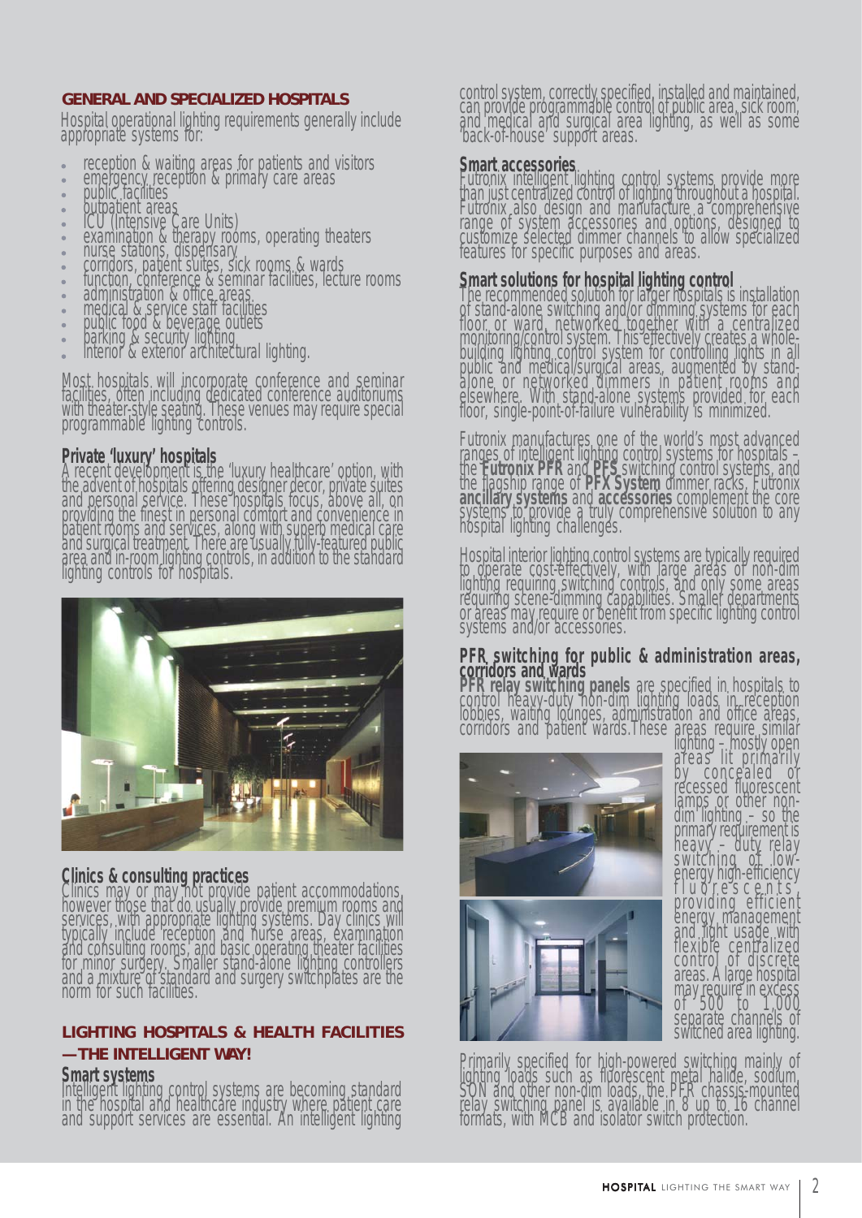## GENERAL AND SPECIALIZED HOSPITALS

Hospital operational lighting requirements generally include appropriate systems for:

- reception & waiting areas for patients and visitors
- emergency reception & primary care areas
- public facilities
- outpatient areas
- ICU (Intensive Care Units)
- examination & therapy rooms, operating theaters
- nurse stations, dispensary
- corridors, patient suites, sick rooms & wards
- function, conference & seminar facilities, lecture rooms
- administration & office areas
- medical & service staff facilities
- public food & beverage outlets
- parking & security lighting
- Interior & exterior architectural lighting.

Most hospitals will incorporate conference and seminar facilities, often including dedicated conference auditoriums with theater-style seating. These venues may require special programmable lighting controls.

### Private 'luxury' hospitals

A recent development is the 'luxury healthcare' option, with the advent of hospitals offering designer decor, private suites and personal service. These hospitals focus, above all, on providing the finest in personal comfort and convenience in patient rooms and services, along with superb medical care and surgical treatment. There are usually fully-featured public area and in-room lighting controls, in addition to the standard lighting controls for hospitals.

### Clinics & consulting practices

Clinics may or may not provide patient accommodations, however those that do usually provide premium rooms and services, with appropriate lighting systems. Day clinics will typically include reception and nurse areas, examination and consulting rooms, and basic operating theater facilities for minor surgery. Smaller stand-alone lighting controllers and a mixture of standard and surgery switchplates are the norm for such facilities.

## LIGHTING HOSPITALS & HEALTH FACILITIES —THE INTELLIGENT WAY!

### Smart systems

Intelligent lighting control systems are becoming standard in the hospital and healthcare industry where patient care and support services are essential. An intelligent lighting control system, correctly specified, installed and maintained, can provide programmable control of public area, sick room, and medical and surgical area lighting, as well as some 'back-of-house' support areas.

### Smart accessories

Futronix intelligent lighting control systems provide more than just centralized control of lighting throughout a hospital. Futronix also design and manufacture a comprehensive range of system accessories and options, designed to customize selected dimmer channels to allow specialized features for specific purposes and areas.

### Smart solutions for hospital lighting control

The recommended solution for larger hospitals is installation of stand-alone switching and/or dimming systems for each floor or ward, networked together with a centralized monitoring/control system. This effectively creates a whole-building lighting control system for controlling lights in all public and medical/surgical areas, augmented by stand-alone or networked dimmers in patient rooms and elsewhere. With stand-alone systems provided for each floor, single-point-of-failure vulnerability is minimized.

Futronix manufactures one of the world's most advanced ranges of intelligent lighting control systems for hospitals – the **Futronix PFR** and **PFS** switching control systems, and the flagship range of **PFX System** dimmer racks. Futronix **ancillary systems** and **accessories** complement the core systems to provide a truly comprehensive solution to any hospital lighting challenges.

Hospital interior lighting control systems are typically required to operate cost-effectively, with large areas of non-dim lighting requiring switching controls, and only some areas requiring scene-dimming capabilities. Smaller departments or areas may require or benefit from specific lighting control systems and/or accessories.

### PFR switching for public & administration areas, corridors and wards

**PFR relay switching panels** are specified in hospitals to control heavy-duty non-dim lighting loads in reception lobbies, waiting lounges, administration and office areas, corridors and patient wards. These areas require similar lighting – mostly open areas lit primarily by concealed or recessed fluorescent lamps or other non-dim lighting – so the primary requirement is heavy – duty relay switching of low-energy high-efficiency fluorescents, providing efficient energy management and light usage, with flexible centralized control of discrete areas. A large hospital may require in excess of 500 to 1,000 separate channels of switched area lighting.

Primarily specified for high-powered switching mainly of lighting loads such as fluorescent metal halide, sodium, SON and other non-dim loads, the PFR chassis-mounted relay switching panel is available in 8 up to 16 channel formats, with MCB and isolator switch protection.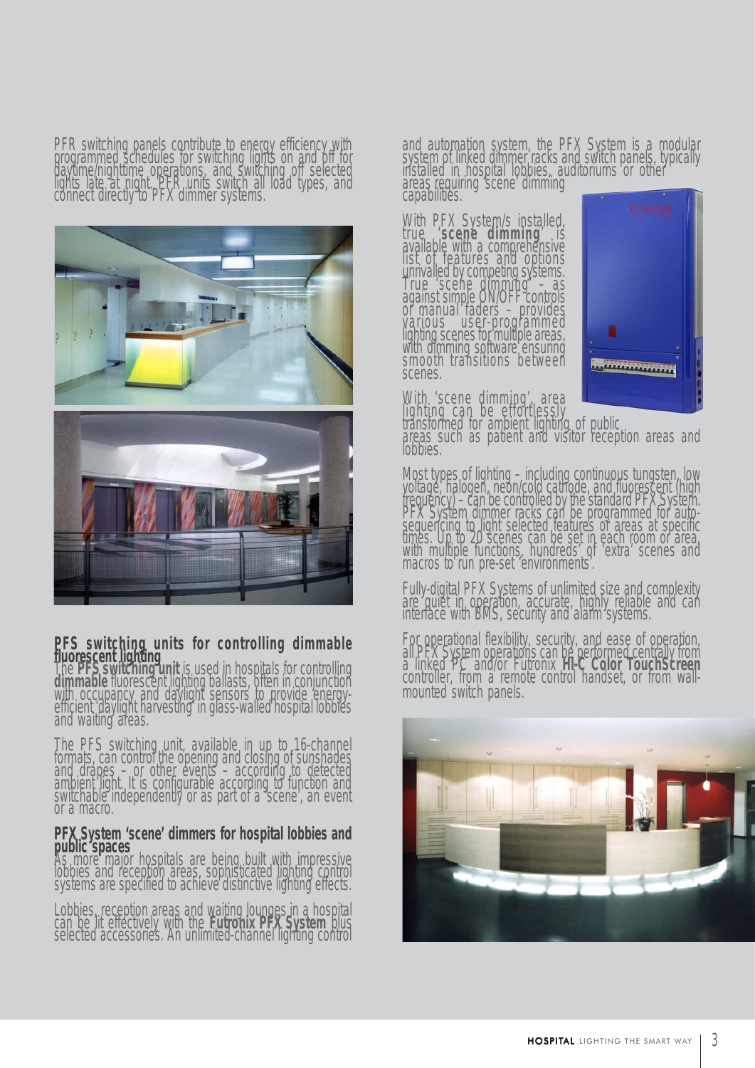PFR switching panels contribute to energy efficiency with programmed schedules for switching lights on and off for daytime/nighttime operations, and switching off selected lights late at night. PFR units switch all load types, and connect directly to PFX dimmer systems.

## PFS switching units for controlling dimmable fluorescent lighting

The **PFS switching unit** is used in hospitals for controlling **dimmable** fluorescent lighting ballasts, often in conjunction with occupancy and daylight sensors to provide energy-efficient 'daylight harvesting' in glass-walled hospital lobbies and waiting areas.

The PFS switching unit, available in up to 16-channel formats, can control the opening and closing of sunshades and drapes – or other events – according to detected ambient light. It is configurable according to function and switchable independently or as part of a 'scene', an event or a macro.

## PFX System 'scene' dimmers for hospital lobbies and public spaces

As more major hospitals are being built with impressive lobbies and reception areas, sophisticated lighting control systems are specified to achieve distinctive lighting effects.

Lobbies, reception areas and waiting lounges in a hospital can be lit effectively with the **Futronix PFX System** plus selected accessories. An unlimited-channel lighting control and automation system, the PFX System is a modular system of linked dimmer racks and switch panels, typically installed in hospital lobbies, auditoriums or other areas requiring 'scene' dimming capabilities.

With PFX System/s installed, true '**scene dimming**' is available with a comprehensive list of features and options unrivalled by competing systems. True 'scene dimming' – as against simple ON/OFF controls or manual faders – provides various user-programmed lighting scenes for multiple areas, with dimming software ensuring smooth transitions between scenes.

With 'scene dimming', area lighting can be effortlessly transformed for ambient lighting of public areas such as patient and visitor reception areas and lobbies.

Most types of lighting – including continuous tungsten, low voltage, halogen, neon/cold cathode, and fluorescent (high frequency) – can be controlled by the standard PFX System. PFX System dimmer racks can be programmed for auto-sequencing to light selected features or areas at specific times. Up to 20 scenes can be set in each room or area, with multiple functions, hundreds of 'extra' scenes and macros to run pre-set 'environments'.

Fully-digital PFX Systems of unlimited size and complexity are quiet in operation, accurate, highly reliable and can interface with BMS, security and alarm systems.

For operational flexibility, security, and ease of operation, all PFX System operations can be performed centrally from a linked PC and/or Futronix **HI-C Color TouchScreen** controller, from a remote control handset, or from wall-mounted switch panels.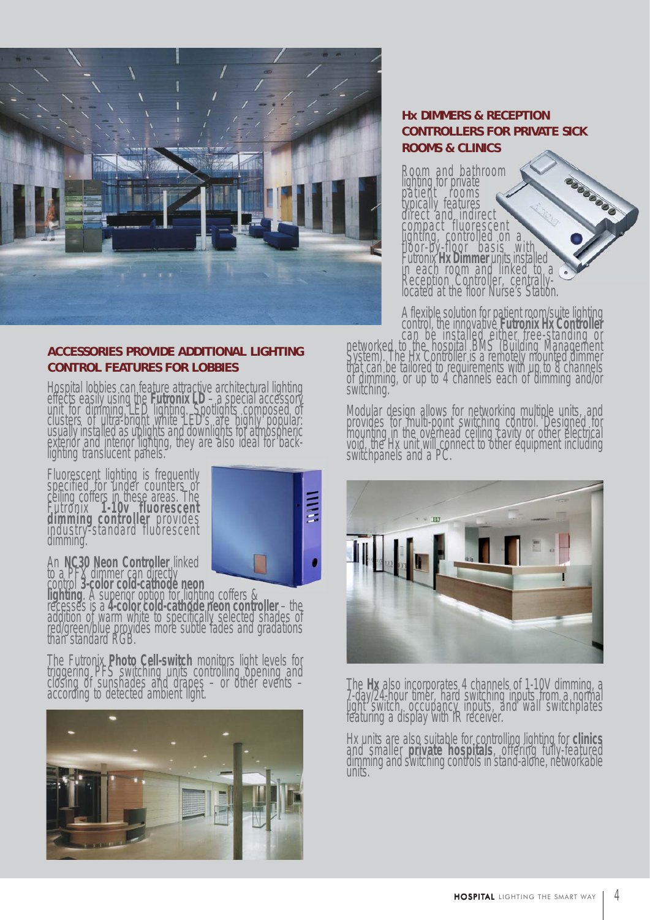## ACCESSORIES PROVIDE ADDITIONAL LIGHTING CONTROL FEATURES FOR LOBBIES

Hospital lobbies can feature attractive architectural lighting effects easily using the **Futronix LD** – a special accessory unit for dimming LED lighting. Spotlights composed of clusters of ultra-bright white LED's are highly popular: usually installed as uplights and downlights for atmospheric exterior and interior lighting, they are also ideal for back-lighting translucent panels.

Fluorescent lighting is frequently specified for under counters or ceiling coffers in these areas. The Futronix **1-10v fluorescent dimming controller** provides industry-standard fluorescent dimming.

An **NC30 Neon Controller** linked to a PFX dimmer can directly control **3-color cold-cathode neon lighting**. A superior option for lighting coffers & recesses is a **4-color cold-cathode neon controller** – the addition of warm white to specifically selected shades of red/green/blue provides more subtle fades and gradations than standard RGB.

The Futronix **Photo Cell-switch** monitors light levels for triggering PFS switching units controlling opening and closing of sunshades and drapes – or other events – according to detected ambient light.

## Hx DIMMERS & RECEPTION CONTROLLERS FOR PRIVATE SICK ROOMS & CLINICS

Room and bathroom lighting for private patient rooms typically features direct and indirect compact fluorescent lighting, controlled on a floor-by-floor basis with Futronix **Hx Dimmer** units installed in each room and linked to a Reception Controller, centrally-located at the floor Nurse's Station.

A flexible solution for patient room/suite lighting control, the innovative **Futronix Hx Controller** can be installed either free-standing or networked to the hospital BMS (Building Management System). The Hx Controller is a remotely mounted dimmer that can be tailored to requirements with up to 8 channels of dimming, or up to 4 channels each of dimming and/or switching.

Modular design allows for networking multiple units, and provides for multi-point switching control. Designed for mounting in the overhead ceiling cavity or other electrical void, the Hx unit will connect to other equipment including switchpanels and a PC.

The **Hx** also incorporates 4 channels of 1-10V dimming, a 7-day/24-hour timer, hard switching inputs from a normal light switch, occupancy inputs, and wall switchplates featuring a display with IR receiver.

Hx units are also suitable for controlling lighting for **clinics** and smaller **private hospitals**, offering fully-featured dimming and switching controls in stand-alone, networkable units.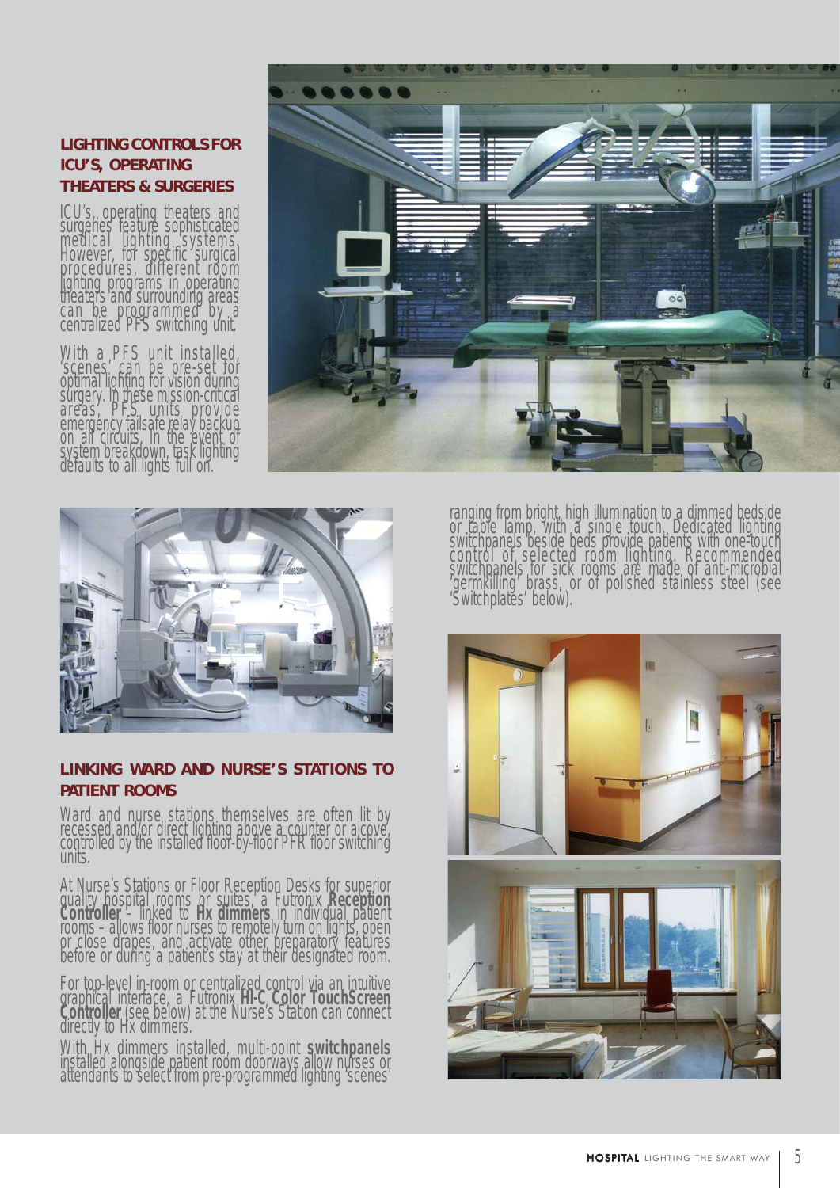## LIGHTING CONTROLS FOR ICU'S, OPERATING THEATERS & SURGERIES

ICU's, operating theaters and surgeries feature sophisticated medical lighting systems. However, for specific surgical procedures, different room lighting programs in operating theaters and surrounding areas can be programmed by a centralized PFS switching unit.

With a PFS unit installed, 'scenes' can be pre-set for optimal lighting for vision during surgery. In these mission-critical areas, PFS units provide emergency failsafe relay backup on all circuits. In the event of system breakdown, task lighting defaults to all lights full on.

## LINKING WARD AND NURSE'S STATIONS TO PATIENT ROOMS

Ward and nurse stations themselves are often lit by recessed and/or direct lighting above a counter or alcove, controlled by the installed floor-by-floor PFR floor switching units.

At Nurse's Stations or Floor Reception Desks for superior quality hospital rooms or suites, a Futronix **Reception Controller** – linked to **Hx dimmers** in individual patient rooms – allows floor nurses to remotely turn on lights, open or close drapes, and activate other preparatory features before or during a patient's stay at their designated room.

For top-level in-room or centralized control via an intuitive graphical interface, a Futronix **HI-C Color TouchScreen Controller** (see below) at the Nurse's Station can connect directly to Hx dimmers.

With Hx dimmers installed, multi-point **switchpanels** installed alongside patient room doorways allow nurses or attendants to select from pre-programmed lighting 'scenes' ranging from bright, high illumination to a dimmed bedside or table lamp, with a single touch. Dedicated lighting switchpanels beside beds provide patients with one-touch control of selected room lighting. Recommended switchpanels for sick rooms are made of anti-microbial 'germkilling' brass, or of polished stainless steel (see 'Switchplates' below).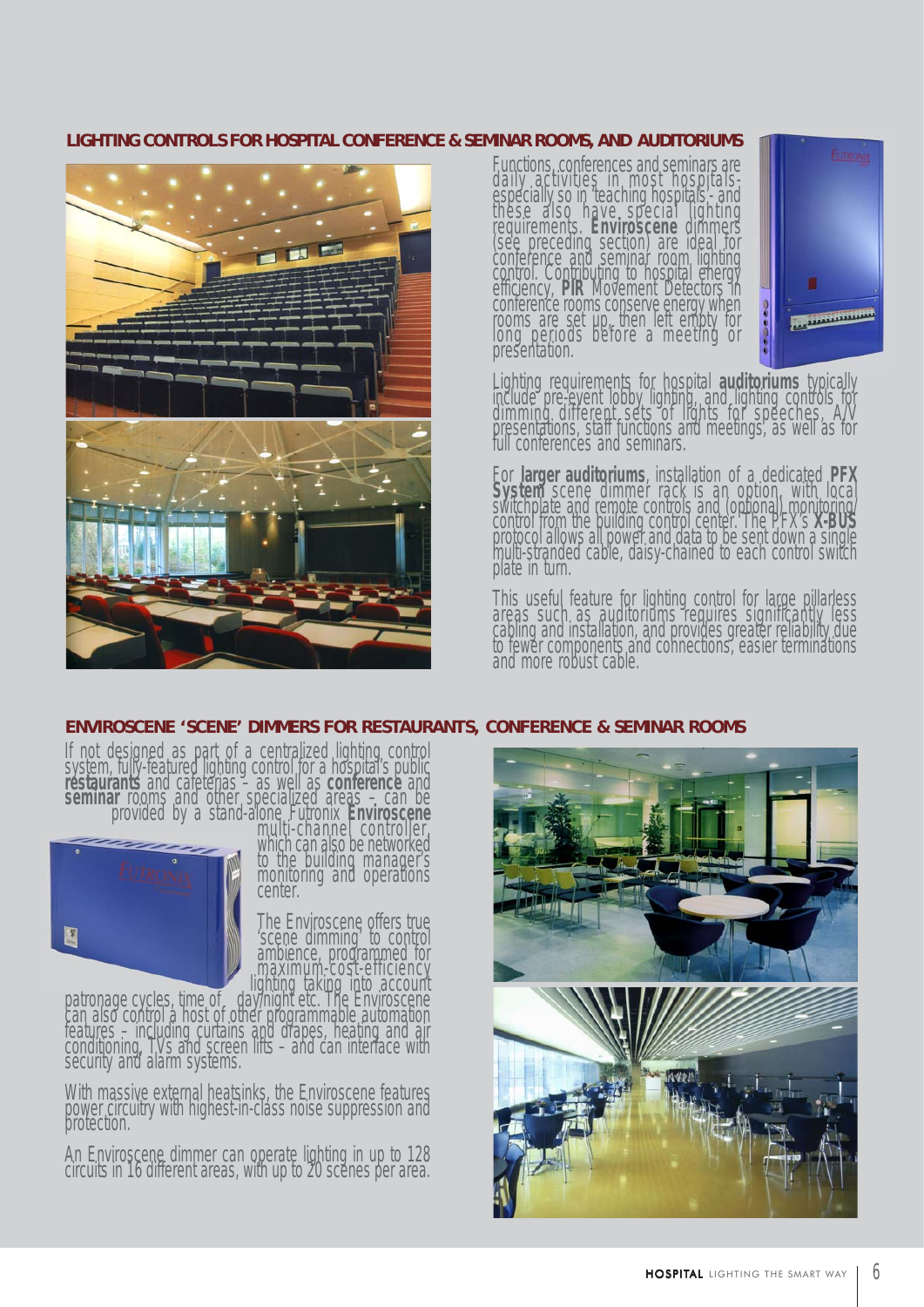## LIGHTING CONTROLS FOR HOSPITAL CONFERENCE & SEMINAR ROOMS, AND AUDITORIUMS

Functions, conferences and seminars are daily activities in most hospitals - especially so in teaching hospitals - and these also have special lighting requirements. **Enviroscene** dimmers (see preceding section) are ideal for conference and seminar room lighting control. Contributing to hospital energy efficiency, **PIR** Movement Detectors in conference rooms conserve energy when rooms are set up, then left empty for long periods before a meeting or presentation.

Lighting requirements for hospital **auditoriums** typically include pre-event lobby lighting, and lighting controls for dimming different sets of lights for speeches, A/V presentations, staff functions and meetings, as well as for full conferences and seminars.

For **larger auditoriums**, installation of a dedicated **PFX System** scene dimmer rack is an option, with local switchplate and remote controls and (optional) monitoring/control from the building control center. The PFX's **X-BUS** protocol allows all power and data to be sent down a single multi-stranded cable, daisy-chained to each control switch plate in turn.

This useful feature for lighting control for large pillarless areas such as auditoriums requires significantly less cabling and installation, and provides greater reliability due to fewer components and connections, easier terminations and more robust cable.

## ENVIROSCENE 'SCENE' DIMMERS FOR RESTAURANTS, CONFERENCE & SEMINAR ROOMS

If not designed as part of a centralized lighting control system, fully-featured lighting control for a hospital's public **restaurants** and cafeterias – as well as **conference** and **seminar** rooms and other specialized areas – can be provided by a stand-alone Futronix **Enviroscene** multi-channel controller, which can also be networked to the building manager's monitoring and operations center.

The Enviroscene offers true 'scene dimming' to control ambience, programmed for maximum-cost-efficiency lighting taking into account patronage cycles, time of day/night etc. The Enviroscene can also control a host of other programmable automation features – including curtains and drapes, heating and air conditioning, TVs and screen lifts – and can interface with security and alarm systems.

With massive external heatsinks, the Enviroscene features power circuitry with highest-in-class noise suppression and protection.

An Enviroscene dimmer can operate lighting in up to 128 circuits in 16 different areas, with up to 20 scenes per area.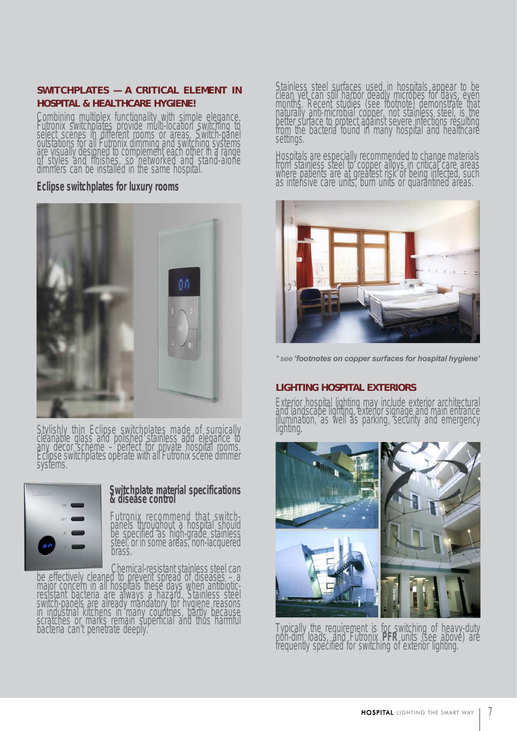## SWITCHPLATES — A CRITICAL ELEMENT IN HOSPITAL & HEALTHCARE HYGIENE!

Combining multiplex functionality with simple elegance, Futronix switchplates provide multi-location switching to select scenes in different rooms or areas. Switch-panel outstations for all Futronix dimming and switching systems are visually designed to complement each other in a range of styles and finishes, so networked and stand-alone dimmers can be installed in the same hospital.

### Eclipse switchplates for luxury rooms

Stylishly thin Eclipse switchplates made of surgically cleanable glass and polished stainless add elegance to any decor scheme – perfect for private hospital rooms. Eclipse switchplates operate with all Futronix scene dimmer systems.

### Switchplate material specifications & disease control

Futronix recommend that switch-panels throughout a hospital should be specified as high-grade stainless steel, or in some areas, non-lacquered brass.

Chemical-resistant stainless steel can be effectively cleaned to prevent spread of diseases – a major concern in all hospitals these days when antibiotic-resistant bacteria are always a hazard. Stainless steel switch-panels are already mandatory for hygiene reasons in industrial kitchens in many countries, partly because scratches or marks remain superficial and thus harmful bacteria can't penetrate deeply.

Stainless steel surfaces used in hospitals appear to be clean yet can still harbor deadly microbes for days, even months. Recent studies (see footnote) demonstrate that naturally anti-microbial copper, not stainless steel, is the better surface to protect against severe infections resulting from the bacteria found in many hospital and healthcare settings.

Hospitals are especially recommended to change materials from stainless steel to copper alloys in critical care areas where patients are at greatest risk of being infected, such as intensive care units, burn units or quarantined areas.

*\* see **'footnotes on copper surfaces for hospital hygiene'***

## LIGHTING HOSPITAL EXTERIORS

Exterior hospital lighting may include exterior architectural and landscape lighting, exterior signage and main entrance illumination, as well as parking, security and emergency lighting.

Typically the requirement is for switching of heavy-duty non-dim loads, and Futronix **PFR** units (see above) are frequently specified for switching of exterior lighting.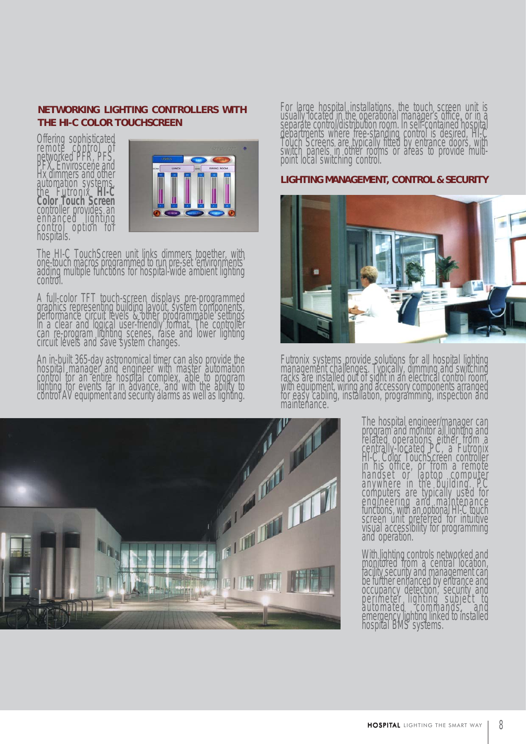## NETWORKING LIGHTING CONTROLLERS WITH THE HI-C COLOR TOUCHSCREEN

Offering sophisticated remote control of networked PFR, PFS, PFX, Enviroscene and Hx dimmers and other automation systems, the Futronix **HI-C Color Touch Screen** controller provides an enhanced lighting control option for hospitals.

The HI-C TouchScreen unit links dimmers together, with one-touch macros programmed to run pre-set 'environments' adding multiple functions for hospital-wide ambient lighting control.

A full-color TFT touch-screen displays pre-programmed graphics representing building layout, system components, performance circuit levels & other programmable settings in a clear and logical user-friendly format. The controller can re-program lighting scenes, raise and lower lighting circuit levels and save system changes.

An in-built 365-day astronomical timer can also provide the hospital manager and engineer with master automation control for an entire hospital complex, able to program lighting for events far in advance, and with the ability to control AV equipment and security alarms as well as lighting.

For large hospital installations, the touch screen unit is usually located in the operational manager's office, or in a separate control/distribution room. In self-contained hospital departments where free-standing control is desired, HI-C Touch Screens are typically fitted by entrance doors, with switch panels in other rooms or areas to provide multi-point local switching control.

## LIGHTING MANAGEMENT, CONTROL & SECURITY

Futronix systems provide solutions for all hospital lighting management challenges. Typically, dimming and switching racks are installed out of sight in an electrical control room, with equipment, wiring and accessory components arranged for easy cabling, installation, programming, inspection and maintenance.

The hospital engineer/manager can program and monitor all lighting and related operations either from a centrally-located PC, a Futronix HI-C Color TouchScreen controller in his office, or from a remote handset or laptop computer anywhere in the building. PC computers are typically used for engineering and maintenance functions, with an optional HI-C touch screen unit preferred for intuitive visual accessibility for programming and operation.

With lighting controls networked and monitored from a central location, facility security and management can be further enhanced by entrance and occupancy detection, security and perimeter lighting subject to automated commands, and emergency lighting linked to installed hospital BMS systems.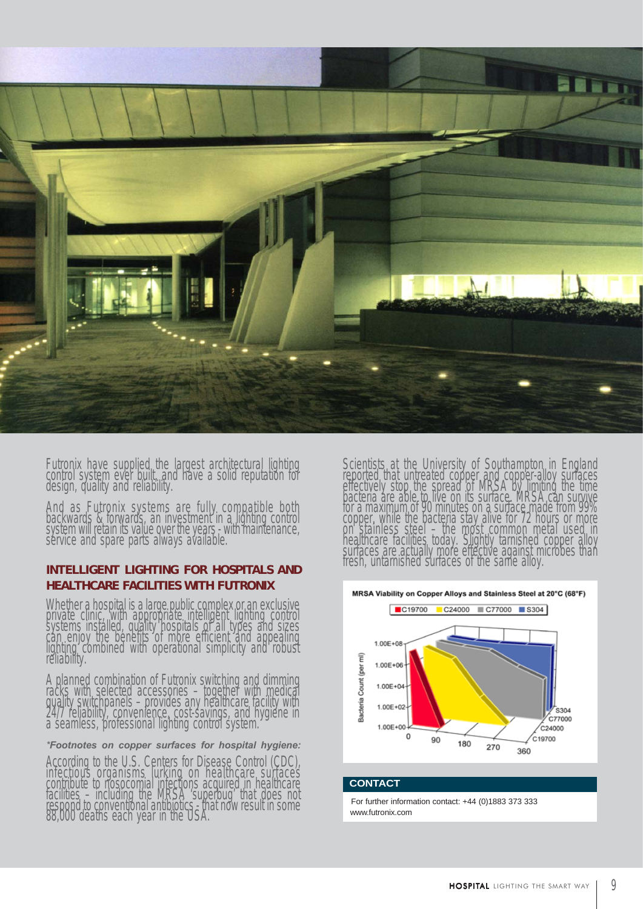Futronix have supplied the largest architectural lighting control system ever built, and have a solid reputation for design, quality and reliability.

And as Futronix systems are fully compatible both backwards & forwards, an investment in a lighting control system will retain its value over the years - with maintenance, service and spare parts always available.

## INTELLIGENT LIGHTING FOR HOSPITALS AND HEALTHCARE FACILITIES WITH FUTRONIX

Whether a hospital is a large public complex or an exclusive private clinic, with appropriate intelligent lighting control systems installed, quality hospitals of all types and sizes can enjoy the benefits of more efficient and appealing lighting combined with operational simplicity and robust reliability.

A planned combination of Futronix switching and dimming racks with selected accessories – together with medical quality switchpanels – provides any healthcare facility with 24/7 reliability, convenience, cost-savings, and hygiene in a seamless, professional lighting control system.

***Footnotes on copper surfaces for hospital hygiene:**

According to the U.S. Centers for Disease Control (CDC), infectious organisms lurking on healthcare surfaces contribute to nosocomial infections acquired in healthcare facilities – including the MRSA 'superbug' that does not respond to conventional antibiotics - that now result in some 88,000 deaths each year in the USA.

Scientists at the University of Southampton in England reported that untreated copper and copper-alloy surfaces effectively stop the spread of MRSA by limiting the time bacteria are able to live on its surface. MRSA can survive for a maximum of 90 minutes on a surface made from 99% copper, while the bacteria stay alive for 72 hours or more on stainless steel – the most common metal used in healthcare facilities today. Slightly tarnished copper alloy surfaces are actually more effective against microbes than fresh, untarnished surfaces of the same alloy.

**MRSA Viability on Copper Alloys and Stainless Steel at 20°C (68°F)**

C19700 C24000 C77000 S304

Bacteria Count (per ml)

1.00E+08
1.00E+06
1.00E+04
1.00E+02
1.00E+00

0 90 180 270 360

S304
C77000
C24000
C19700

## CONTACT

For further information contact: +44 (0)1883 373 333
www.futronix.com